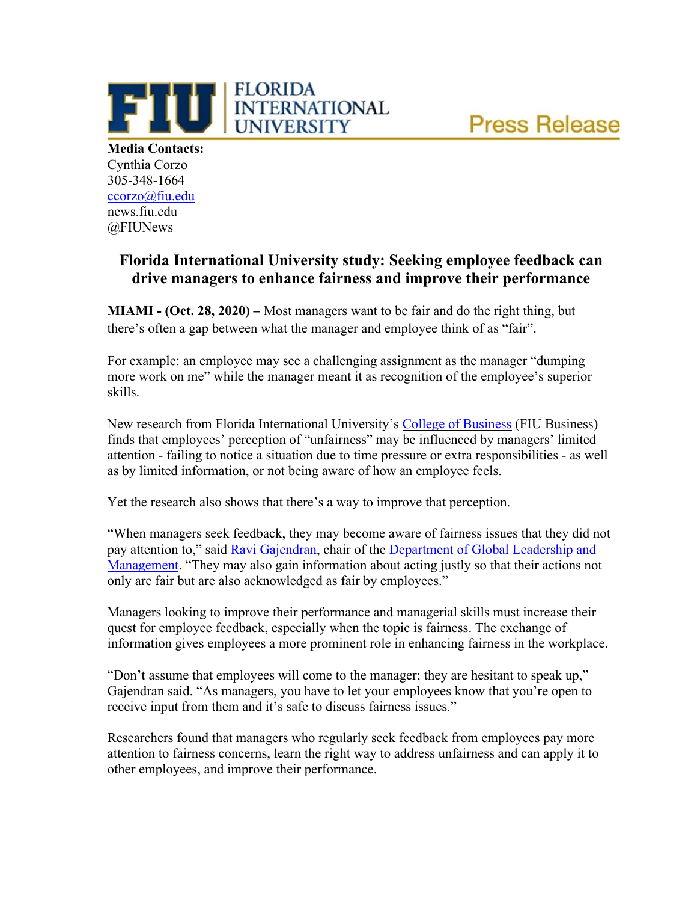FLORIDA INTERNATIONAL UNIVERSITY

Press Release

**Media Contacts:**
Cynthia Corzo
305-348-1664
ccorzo@fiu.edu
news.fiu.edu
@FIUNews

## Florida International University study: Seeking employee feedback can drive managers to enhance fairness and improve their performance

**MIAMI - (Oct. 28, 2020) –** Most managers want to be fair and do the right thing, but there's often a gap between what the manager and employee think of as "fair".

For example: an employee may see a challenging assignment as the manager "dumping more work on me" while the manager meant it as recognition of the employee's superior skills.

New research from Florida International University's College of Business (FIU Business) finds that employees' perception of "unfairness" may be influenced by managers' limited attention - failing to notice a situation due to time pressure or extra responsibilities - as well as by limited information, or not being aware of how an employee feels.

Yet the research also shows that there's a way to improve that perception.

"When managers seek feedback, they may become aware of fairness issues that they did not pay attention to," said Ravi Gajendran, chair of the Department of Global Leadership and Management. "They may also gain information about acting justly so that their actions not only are fair but are also acknowledged as fair by employees."

Managers looking to improve their performance and managerial skills must increase their quest for employee feedback, especially when the topic is fairness. The exchange of information gives employees a more prominent role in enhancing fairness in the workplace.

"Don't assume that employees will come to the manager; they are hesitant to speak up," Gajendran said. "As managers, you have to let your employees know that you're open to receive input from them and it's safe to discuss fairness issues."

Researchers found that managers who regularly seek feedback from employees pay more attention to fairness concerns, learn the right way to address unfairness and can apply it to other employees, and improve their performance.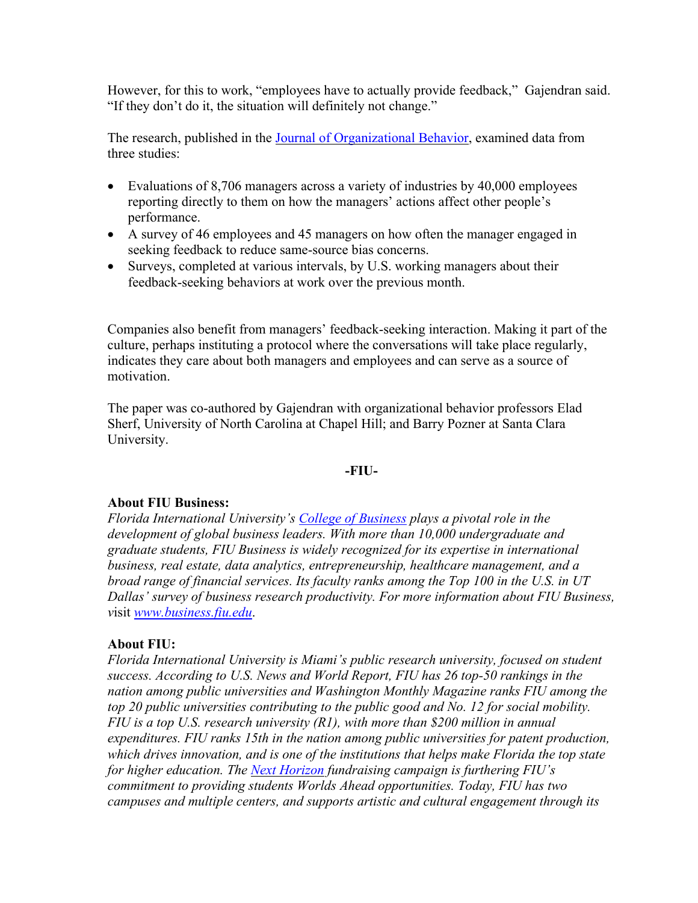However, for this to work, "employees have to actually provide feedback," Gajendran said. "If they don't do it, the situation will definitely not change."

The research, published in the [Journal of Organizational Behavior](), examined data from three studies:

- Evaluations of 8,706 managers across a variety of industries by 40,000 employees reporting directly to them on how the managers' actions affect other people's performance.
- A survey of 46 employees and 45 managers on how often the manager engaged in seeking feedback to reduce same-source bias concerns.
- Surveys, completed at various intervals, by U.S. working managers about their feedback-seeking behaviors at work over the previous month.

Companies also benefit from managers' feedback-seeking interaction. Making it part of the culture, perhaps instituting a protocol where the conversations will take place regularly, indicates they care about both managers and employees and can serve as a source of motivation.

The paper was co-authored by Gajendran with organizational behavior professors Elad Sherf, University of North Carolina at Chapel Hill; and Barry Pozner at Santa Clara University.

**-FIU-**

**About FIU Business:**
*Florida International University's [College of Business]() plays a pivotal role in the development of global business leaders. With more than 10,000 undergraduate and graduate students, FIU Business is widely recognized for its expertise in international business, real estate, data analytics, entrepreneurship, healthcare management, and a broad range of financial services. Its faculty ranks among the Top 100 in the U.S. in UT Dallas' survey of business research productivity. For more information about FIU Business, visit [www.business.fiu.edu]().*

**About FIU:**
*Florida International University is Miami's public research university, focused on student success. According to U.S. News and World Report, FIU has 26 top-50 rankings in the nation among public universities and Washington Monthly Magazine ranks FIU among the top 20 public universities contributing to the public good and No. 12 for social mobility. FIU is a top U.S. research university (R1), with more than $200 million in annual expenditures. FIU ranks 15th in the nation among public universities for patent production, which drives innovation, and is one of the institutions that helps make Florida the top state for higher education. The [Next Horizon]() fundraising campaign is furthering FIU's commitment to providing students Worlds Ahead opportunities. Today, FIU has two campuses and multiple centers, and supports artistic and cultural engagement through its*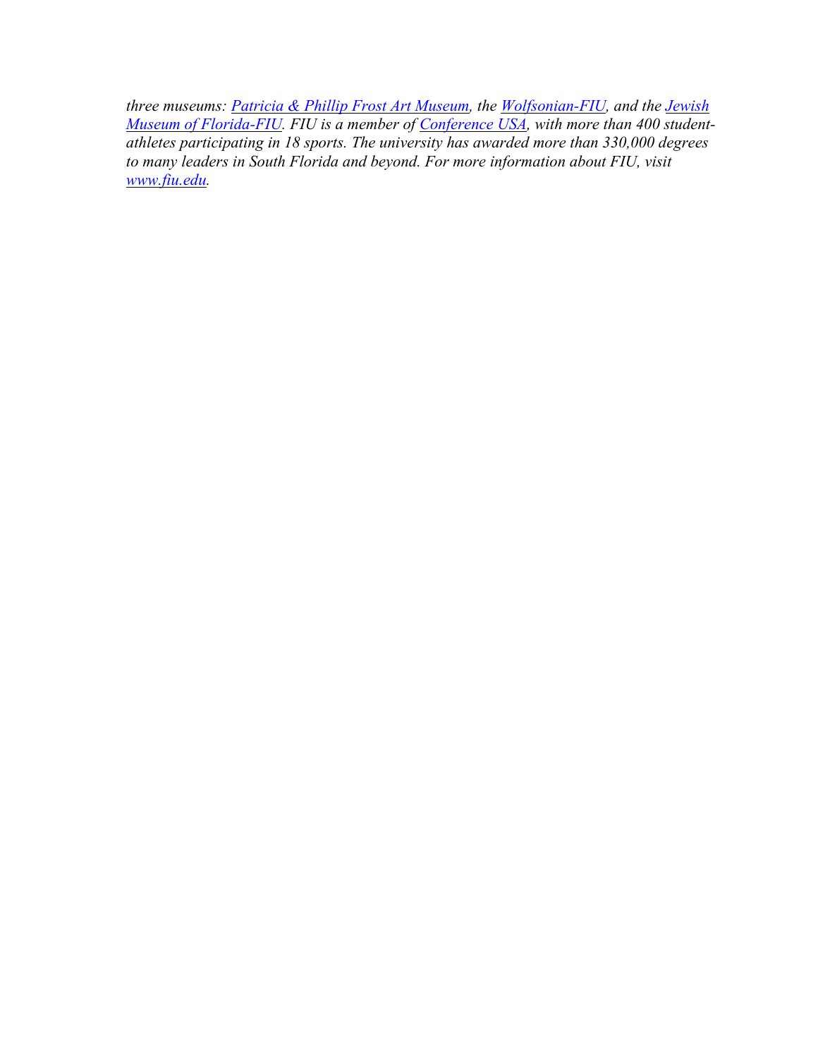*three museums: [Patricia & Phillip Frost Art Museum](), the [Wolfsonian-FIU](), and the [Jewish Museum of Florida-FIU](). FIU is a member of [Conference USA](), with more than 400 student-athletes participating in 18 sports. The university has awarded more than 330,000 degrees to many leaders in South Florida and beyond. For more information about FIU, visit [www.fiu.edu]().*